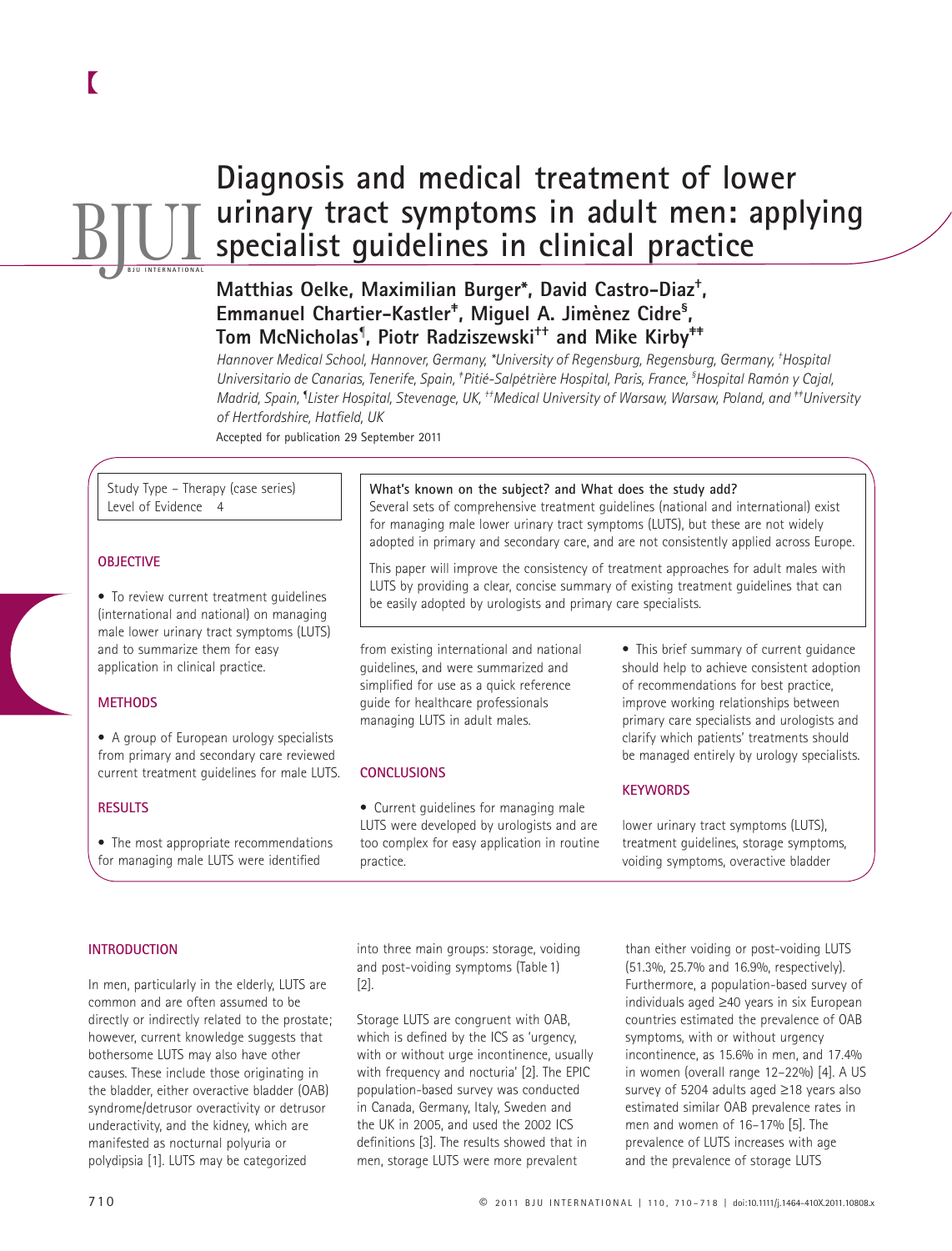# Diagnosis and medical treatment of lower urinary tract symptoms in adult men: applying specialist guidelines in clinical practice

**Matthias Oelke, Maximilian Burger*, David Castro-Diaz†, Emmanuel Chartier-Kastler‡, Miguel A. Jimènez Cidre§, Tom McNicholas¶, Piotr Radziszewski†† and Mike Kirby‡‡**

*Hannover Medical School, Hannover, Germany, \*University of Regensburg, Regensburg, Germany, †Hospital Universitario de Canarias, Tenerife, Spain, ‡Pitié-Salpétrière Hospital, Paris, France, §Hospital Ramón y Cajal, Madrid, Spain, ¶Lister Hospital, Stevenage, UK, ††Medical University of Warsaw, Warsaw, Poland, and ‡‡University of Hertfordshire, Hatfield, UK*

Accepted for publication 29 September 2011

Study Type – Therapy (case series)
Level of Evidence 4

**What's known on the subject? and What does the study add?**

Several sets of comprehensive treatment guidelines (national and international) exist for managing male lower urinary tract symptoms (LUTS), but these are not widely adopted in primary and secondary care, and are not consistently applied across Europe.

This paper will improve the consistency of treatment approaches for adult males with LUTS by providing a clear, concise summary of existing treatment guidelines that can be easily adopted by urologists and primary care specialists.

### OBJECTIVE

- To review current treatment guidelines (international and national) on managing male lower urinary tract symptoms (LUTS) and to summarize them for easy application in clinical practice.

### METHODS

- A group of European urology specialists from primary and secondary care reviewed current treatment guidelines for male LUTS.

### RESULTS

- The most appropriate recommendations for managing male LUTS were identified from existing international and national guidelines, and were summarized and simplified for use as a quick reference guide for healthcare professionals managing LUTS in adult males.

### CONCLUSIONS

- Current guidelines for managing male LUTS were developed by urologists and are too complex for easy application in routine practice.
- This brief summary of current guidance should help to achieve consistent adoption of recommendations for best practice, improve working relationships between primary care specialists and urologists and clarify which patients' treatments should be managed entirely by urology specialists.

### KEYWORDS

lower urinary tract symptoms (LUTS), treatment guidelines, storage symptoms, voiding symptoms, overactive bladder

## INTRODUCTION

In men, particularly in the elderly, LUTS are common and are often assumed to be directly or indirectly related to the prostate; however, current knowledge suggests that bothersome LUTS may also have other causes. These include those originating in the bladder, either overactive bladder (OAB) syndrome/detrusor overactivity or detrusor underactivity, and the kidney, which are manifested as nocturnal polyuria or polydipsia [1]. LUTS may be categorized into three main groups: storage, voiding and post-voiding symptoms (Table 1) [2].

Storage LUTS are congruent with OAB, which is defined by the ICS as 'urgency, with or without urge incontinence, usually with frequency and nocturia' [2]. The EPIC population-based survey was conducted in Canada, Germany, Italy, Sweden and the UK in 2005, and used the 2002 ICS definitions [3]. The results showed that in men, storage LUTS were more prevalent than either voiding or post-voiding LUTS (51.3%, 25.7% and 16.9%, respectively). Furthermore, a population-based survey of individuals aged ≥40 years in six European countries estimated the prevalence of OAB symptoms, with or without urgency incontinence, as 15.6% in men, and 17.4% in women (overall range 12–22%) [4]. A US survey of 5204 adults aged ≥18 years also estimated similar OAB prevalence rates in men and women of 16–17% [5]. The prevalence of LUTS increases with age and the prevalence of storage LUTS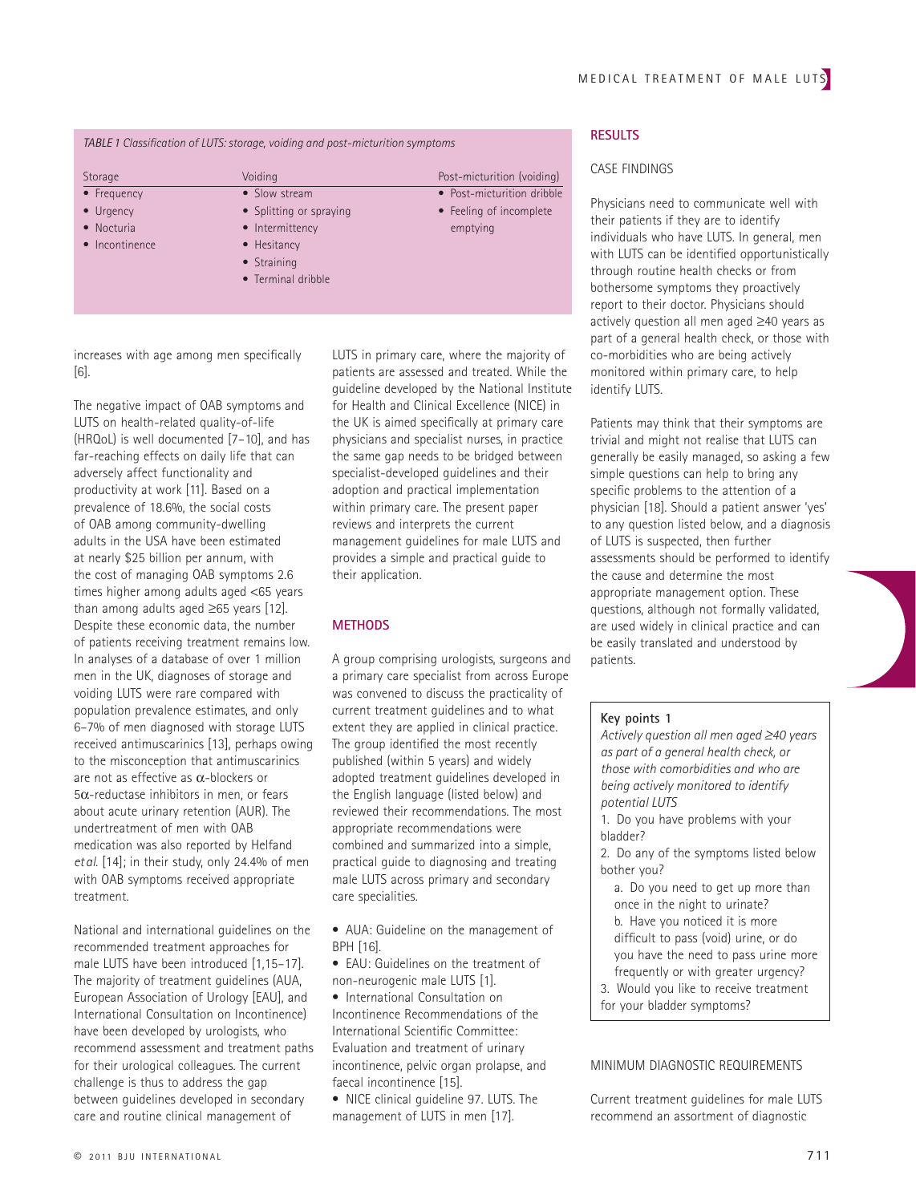*TABLE 1 Classification of LUTS: storage, voiding and post-micturition symptoms*

| Storage | Voiding | Post-micturition (voiding) |
| --- | --- | --- |
| • Frequency | • Slow stream | • Post-micturition dribble |
| • Urgency | • Splitting or spraying | • Feeling of incomplete emptying |
| • Nocturia | • Intermittency | |
| • Incontinence | • Hesitancy | |
| | • Straining | |
| | • Terminal dribble | |

increases with age among men specifically [6].

The negative impact of OAB symptoms and LUTS on health-related quality-of-life (HRQoL) is well documented [7–10], and has far-reaching effects on daily life that can adversely affect functionality and productivity at work [11]. Based on a prevalence of 18.6%, the social costs of OAB among community-dwelling adults in the USA have been estimated at nearly $25 billion per annum, with the cost of managing OAB symptoms 2.6 times higher among adults aged <65 years than among adults aged ≥65 years [12]. Despite these economic data, the number of patients receiving treatment remains low. In analyses of a database of over 1 million men in the UK, diagnoses of storage and voiding LUTS were rare compared with population prevalence estimates, and only 6–7% of men diagnosed with storage LUTS received antimuscarinics [13], perhaps owing to the misconception that antimuscarinics are not as effective as $\alpha$-blockers or $5\alpha$-reductase inhibitors in men, or fears about acute urinary retention (AUR). The undertreatment of men with OAB medication was also reported by Helfand *et al.* [14]; in their study, only 24.4% of men with OAB symptoms received appropriate treatment.

National and international guidelines on the recommended treatment approaches for male LUTS have been introduced [1,15–17]. The majority of treatment guidelines (AUA, European Association of Urology [EAU], and International Consultation on Incontinence) have been developed by urologists, who recommend assessment and treatment paths for their urological colleagues. The current challenge is thus to address the gap between guidelines developed in secondary care and routine clinical management of LUTS in primary care, where the majority of patients are assessed and treated. While the guideline developed by the National Institute for Health and Clinical Excellence (NICE) in the UK is aimed specifically at primary care physicians and specialist nurses, in practice the same gap needs to be bridged between specialist-developed guidelines and their adoption and practical implementation within primary care. The present paper reviews and interprets the current management guidelines for male LUTS and provides a simple and practical guide to their application.

## METHODS

A group comprising urologists, surgeons and a primary care specialist from across Europe was convened to discuss the practicality of current treatment guidelines and to what extent they are applied in clinical practice. The group identified the most recently published (within 5 years) and widely adopted treatment guidelines developed in the English language (listed below) and reviewed their recommendations. The most appropriate recommendations were combined and summarized into a simple, practical guide to diagnosing and treating male LUTS across primary and secondary care specialities.

- AUA: Guideline on the management of BPH [16].
- EAU: Guidelines on the treatment of non-neurogenic male LUTS [1].
- International Consultation on Incontinence Recommendations of the International Scientific Committee: Evaluation and treatment of urinary incontinence, pelvic organ prolapse, and faecal incontinence [15].
- NICE clinical guideline 97. LUTS. The management of LUTS in men [17].

## RESULTS

### CASE FINDINGS

Physicians need to communicate well with their patients if they are to identify individuals who have LUTS. In general, men with LUTS can be identified opportunistically through routine health checks or from bothersome symptoms they proactively report to their doctor. Physicians should actively question all men aged ≥40 years as part of a general health check, or those with co-morbidities who are being actively monitored within primary care, to help identify LUTS.

Patients may think that their symptoms are trivial and might not realise that LUTS can generally be easily managed, so asking a few simple questions can help to bring any specific problems to the attention of a physician [18]. Should a patient answer 'yes' to any question listed below, and a diagnosis of LUTS is suspected, then further assessments should be performed to identify the cause and determine the most appropriate management option. These questions, although not formally validated, are used widely in clinical practice and can be easily translated and understood by patients.

**Key points 1**

*Actively question all men aged ≥40 years as part of a general health check, or those with comorbidities and who are being actively monitored to identify potential LUTS*

1. Do you have problems with your bladder?
2. Do any of the symptoms listed below bother you?
   a. Do you need to get up more than once in the night to urinate?
   b. Have you noticed it is more difficult to pass (void) urine, or do you have the need to pass urine more frequently or with greater urgency?
3. Would you like to receive treatment for your bladder symptoms?

### MINIMUM DIAGNOSTIC REQUIREMENTS

Current treatment guidelines for male LUTS recommend an assortment of diagnostic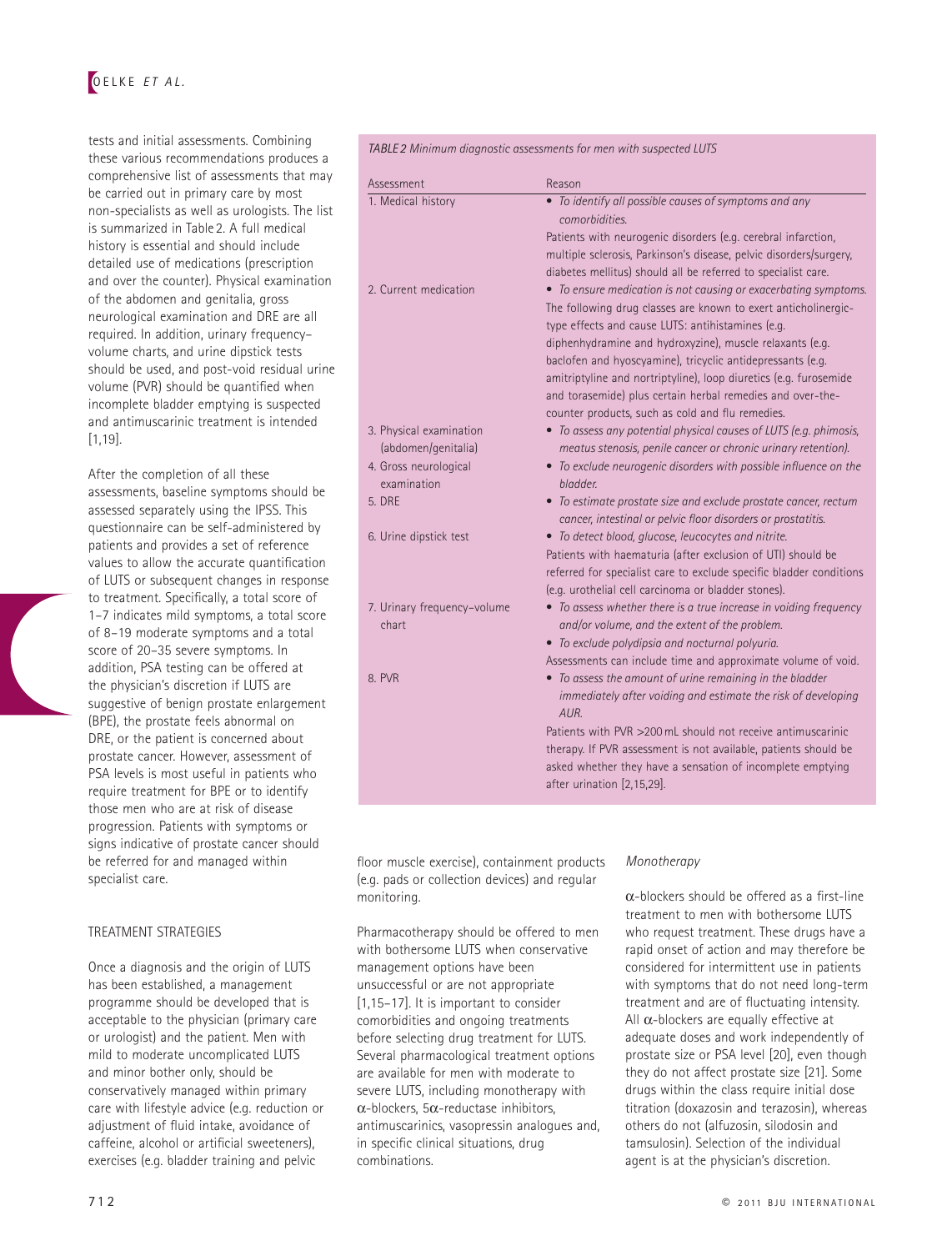tests and initial assessments. Combining these various recommendations produces a comprehensive list of assessments that may be carried out in primary care by most non-specialists as well as urologists. The list is summarized in Table 2. A full medical history is essential and should include detailed use of medications (prescription and over the counter). Physical examination of the abdomen and genitalia, gross neurological examination and DRE are all required. In addition, urinary frequency–volume charts, and urine dipstick tests should be used, and post-void residual urine volume (PVR) should be quantified when incomplete bladder emptying is suspected and antimuscarinic treatment is intended [1,19].

After the completion of all these assessments, baseline symptoms should be assessed separately using the IPSS. This questionnaire can be self-administered by patients and provides a set of reference values to allow the accurate quantification of LUTS or subsequent changes in response to treatment. Specifically, a total score of 1–7 indicates mild symptoms, a total score of 8–19 moderate symptoms and a total score of 20–35 severe symptoms. In addition, PSA testing can be offered at the physician's discretion if LUTS are suggestive of benign prostate enlargement (BPE), the prostate feels abnormal on DRE, or the patient is concerned about prostate cancer. However, assessment of PSA levels is most useful in patients who require treatment for BPE or to identify those men who are at risk of disease progression. Patients with symptoms or signs indicative of prostate cancer should be referred for and managed within specialist care.

*TABLE 2 Minimum diagnostic assessments for men with suspected LUTS*

| Assessment | Reason |
|---|---|
| 1. Medical history | • *To identify all possible causes of symptoms and any comorbidities.* Patients with neurogenic disorders (e.g. cerebral infarction, multiple sclerosis, Parkinson's disease, pelvic disorders/surgery, diabetes mellitus) should all be referred to specialist care. |
| 2. Current medication | • *To ensure medication is not causing or exacerbating symptoms.* The following drug classes are known to exert anticholinergic-type effects and cause LUTS: antihistamines (e.g. diphenhydramine and hydroxyzine), muscle relaxants (e.g. baclofen and hyoscyamine), tricyclic antidepressants (e.g. amitriptyline and nortriptyline), loop diuretics (e.g. furosemide and torasemide) plus certain herbal remedies and over-the-counter products, such as cold and flu remedies. |
| 3. Physical examination (abdomen/genitalia) | • *To assess any potential physical causes of LUTS (e.g. phimosis, meatus stenosis, penile cancer or chronic urinary retention).* |
| 4. Gross neurological examination | • *To exclude neurogenic disorders with possible influence on the bladder.* |
| 5. DRE | • *To estimate prostate size and exclude prostate cancer, rectum cancer, intestinal or pelvic floor disorders or prostatitis.* |
| 6. Urine dipstick test | • *To detect blood, glucose, leucocytes and nitrite.* Patients with haematuria (after exclusion of UTI) should be referred for specialist care to exclude specific bladder conditions (e.g. urothelial cell carcinoma or bladder stones). |
| 7. Urinary frequency–volume chart | • *To assess whether there is a true increase in voiding frequency and/or volume, and the extent of the problem.* • *To exclude polydipsia and nocturnal polyuria.* Assessments can include time and approximate volume of void. |
| 8. PVR | • *To assess the amount of urine remaining in the bladder immediately after voiding and estimate the risk of developing AUR.* Patients with PVR >200 mL should not receive antimuscarinic therapy. If PVR assessment is not available, patients should be asked whether they have a sensation of incomplete emptying after urination [2,15,29]. |

## TREATMENT STRATEGIES

Once a diagnosis and the origin of LUTS has been established, a management programme should be developed that is acceptable to the physician (primary care or urologist) and the patient. Men with mild to moderate uncomplicated LUTS and minor bother only, should be conservatively managed within primary care with lifestyle advice (e.g. reduction or adjustment of fluid intake, avoidance of caffeine, alcohol or artificial sweeteners), exercises (e.g. bladder training and pelvic floor muscle exercise), containment products (e.g. pads or collection devices) and regular monitoring.

Pharmacotherapy should be offered to men with bothersome LUTS when conservative management options have been unsuccessful or are not appropriate [1,15–17]. It is important to consider comorbidities and ongoing treatments before selecting drug treatment for LUTS. Several pharmacological treatment options are available for men with moderate to severe LUTS, including monotherapy with α-blockers, 5α-reductase inhibitors, antimuscarinics, vasopressin analogues and, in specific clinical situations, drug combinations.

### *Monotherapy*

α-blockers should be offered as a first-line treatment to men with bothersome LUTS who request treatment. These drugs have a rapid onset of action and may therefore be considered for intermittent use in patients with symptoms that do not need long-term treatment and are of fluctuating intensity. All α-blockers are equally effective at adequate doses and work independently of prostate size or PSA level [20], even though they do not affect prostate size [21]. Some drugs within the class require initial dose titration (doxazosin and terazosin), whereas others do not (alfuzosin, silodosin and tamsulosin). Selection of the individual agent is at the physician's discretion.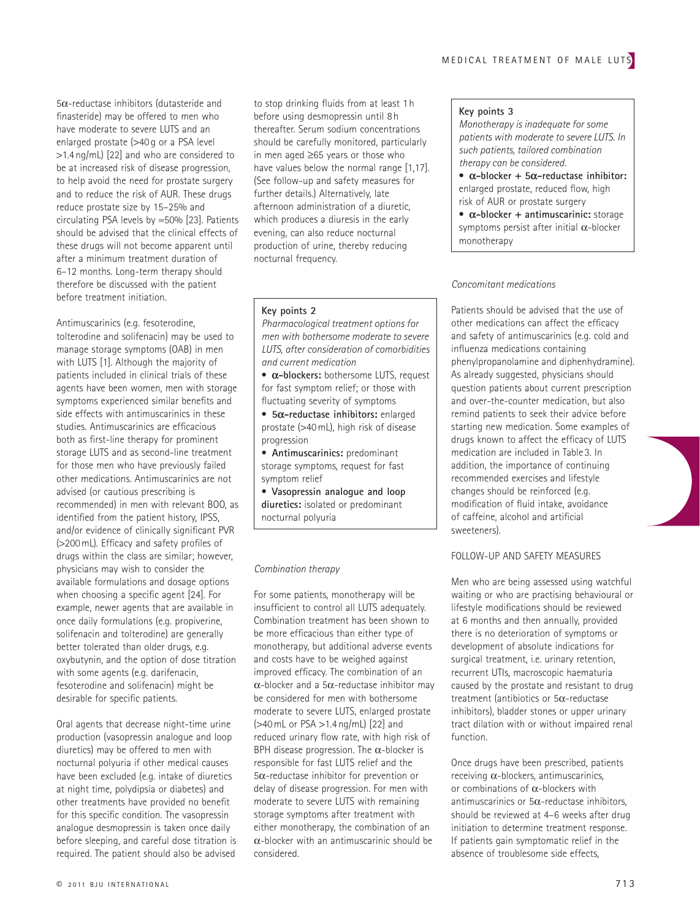5α-reductase inhibitors (dutasteride and finasteride) may be offered to men who have moderate to severe LUTS and an enlarged prostate (>40 g or a PSA level >1.4 ng/mL) [22] and who are considered to be at increased risk of disease progression, to help avoid the need for prostate surgery and to reduce the risk of AUR. These drugs reduce prostate size by 15–25% and circulating PSA levels by ≈50% [23]. Patients should be advised that the clinical effects of these drugs will not become apparent until after a minimum treatment duration of 6–12 months. Long-term therapy should therefore be discussed with the patient before treatment initiation.

Antimuscarinics (e.g. fesoterodine, tolterodine and solifenacin) may be used to manage storage symptoms (OAB) in men with LUTS [1]. Although the majority of patients included in clinical trials of these agents have been women, men with storage symptoms experienced similar benefits and side effects with antimuscarinics in these studies. Antimuscarinics are efficacious both as first-line therapy for prominent storage LUTS and as second-line treatment for those men who have previously failed other medications. Antimuscarinics are not advised (or cautious prescribing is recommended) in men with relevant BOO, as identified from the patient history, IPSS, and/or evidence of clinically significant PVR (>200 mL). Efficacy and safety profiles of drugs within the class are similar; however, physicians may wish to consider the available formulations and dosage options when choosing a specific agent [24]. For example, newer agents that are available in once daily formulations (e.g. propiverine, solifenacin and tolterodine) are generally better tolerated than older drugs, e.g. oxybutynin, and the option of dose titration with some agents (e.g. darifenacin, fesoterodine and solifenacin) might be desirable for specific patients.

Oral agents that decrease night-time urine production (vasopressin analogue and loop diuretics) may be offered to men with nocturnal polyuria if other medical causes have been excluded (e.g. intake of diuretics at night time, polydipsia or diabetes) and other treatments have provided no benefit for this specific condition. The vasopressin analogue desmopressin is taken once daily before sleeping, and careful dose titration is required. The patient should also be advised to stop drinking fluids from at least 1 h before using desmopressin until 8 h thereafter. Serum sodium concentrations should be carefully monitored, particularly in men aged ≥65 years or those who have values below the normal range [1,17]. (See follow-up and safety measures for further details.) Alternatively, late afternoon administration of a diuretic, which produces a diuresis in the early evening, can also reduce nocturnal production of urine, thereby reducing nocturnal frequency.

> **Key points 2**
>
> *Pharmacological treatment options for men with bothersome moderate to severe LUTS, after consideration of comorbidities and current medication*
>
> - **α-blockers:** bothersome LUTS, request for fast symptom relief; or those with fluctuating severity of symptoms
> - **5α-reductase inhibitors:** enlarged prostate (>40 mL), high risk of disease progression
> - **Antimuscarinics:** predominant storage symptoms, request for fast symptom relief
> - **Vasopressin analogue and loop diuretics:** isolated or predominant nocturnal polyuria

*Combination therapy*

For some patients, monotherapy will be insufficient to control all LUTS adequately. Combination treatment has been shown to be more efficacious than either type of monotherapy, but additional adverse events and costs have to be weighed against improved efficacy. The combination of an α-blocker and a 5α-reductase inhibitor may be considered for men with bothersome moderate to severe LUTS, enlarged prostate (>40 mL or PSA >1.4 ng/mL) [22] and reduced urinary flow rate, with high risk of BPH disease progression. The α-blocker is responsible for fast LUTS relief and the 5α-reductase inhibitor for prevention or delay of disease progression. For men with moderate to severe LUTS with remaining storage symptoms after treatment with either monotherapy, the combination of an α-blocker with an antimuscarinic should be considered.

> **Key points 3**
>
> *Monotherapy is inadequate for some patients with moderate to severe LUTS. In such patients, tailored combination therapy can be considered.*
>
> - **α-blocker + 5α-reductase inhibitor:** enlarged prostate, reduced flow, high risk of AUR or prostate surgery
> - **α-blocker + antimuscarinic:** storage symptoms persist after initial α-blocker monotherapy

*Concomitant medications*

Patients should be advised that the use of other medications can affect the efficacy and safety of antimuscarinics (e.g. cold and influenza medications containing phenylpropanolamine and diphenhydramine). As already suggested, physicians should question patients about current prescription and over-the-counter medication, but also remind patients to seek their advice before starting new medication. Some examples of drugs known to affect the efficacy of LUTS medication are included in Table 3. In addition, the importance of continuing recommended exercises and lifestyle changes should be reinforced (e.g. modification of fluid intake, avoidance of caffeine, alcohol and artificial sweeteners).

## FOLLOW-UP AND SAFETY MEASURES

Men who are being assessed using watchful waiting or who are practising behavioural or lifestyle modifications should be reviewed at 6 months and then annually, provided there is no deterioration of symptoms or development of absolute indications for surgical treatment, i.e. urinary retention, recurrent UTIs, macroscopic haematuria caused by the prostate and resistant to drug treatment (antibiotics or 5α-reductase inhibitors), bladder stones or upper urinary tract dilation with or without impaired renal function.

Once drugs have been prescribed, patients receiving α-blockers, antimuscarinics, or combinations of α-blockers with antimuscarinics or 5α-reductase inhibitors, should be reviewed at 4–6 weeks after drug initiation to determine treatment response. If patients gain symptomatic relief in the absence of troublesome side effects,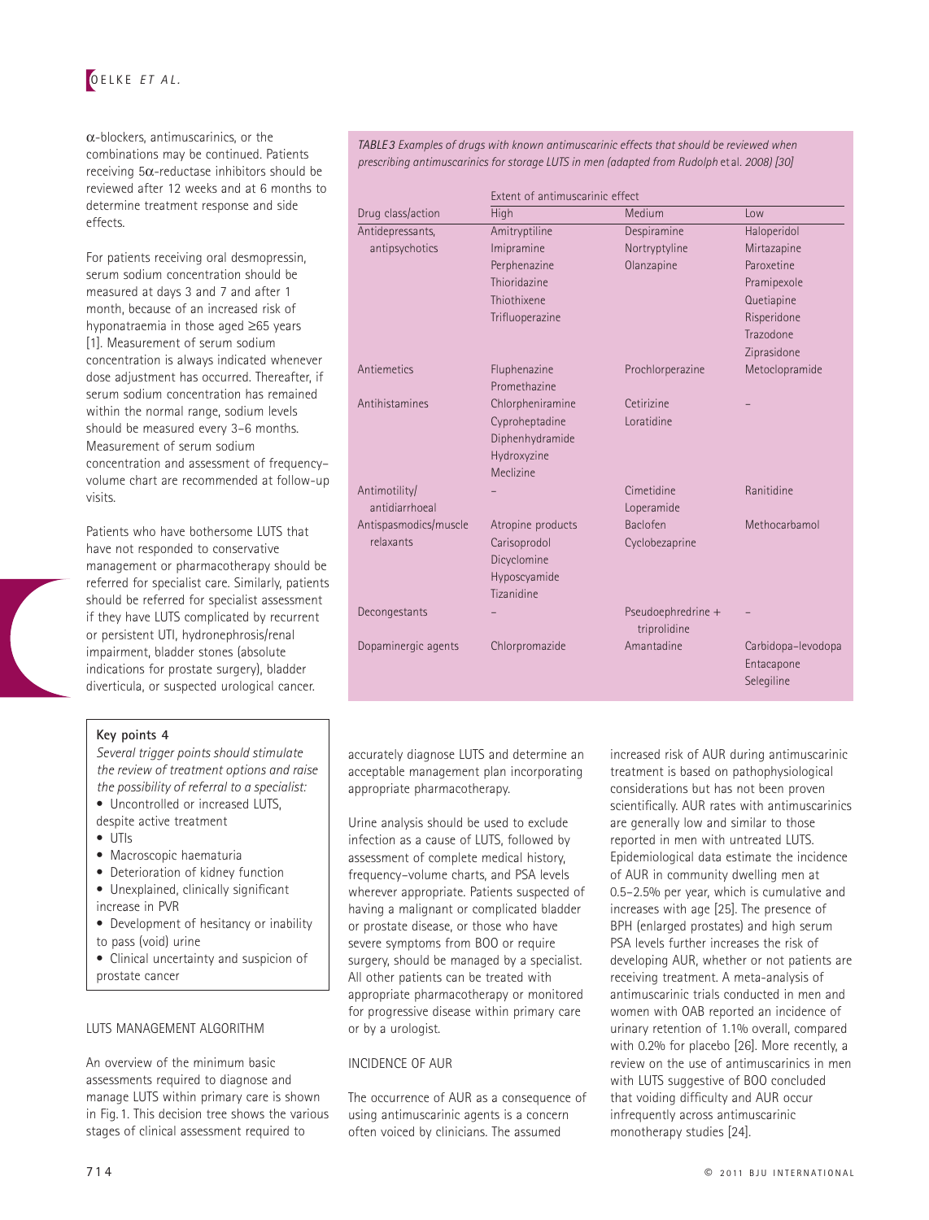α-blockers, antimuscarinics, or the combinations may be continued. Patients receiving 5α-reductase inhibitors should be reviewed after 12 weeks and at 6 months to determine treatment response and side effects.

For patients receiving oral desmopressin, serum sodium concentration should be measured at days 3 and 7 and after 1 month, because of an increased risk of hyponatraemia in those aged ≥65 years [1]. Measurement of serum sodium concentration is always indicated whenever dose adjustment has occurred. Thereafter, if serum sodium concentration has remained within the normal range, sodium levels should be measured every 3–6 months. Measurement of serum sodium concentration and assessment of frequency–volume chart are recommended at follow-up visits.

Patients who have bothersome LUTS that have not responded to conservative management or pharmacotherapy should be referred for specialist care. Similarly, patients should be referred for specialist assessment if they have LUTS complicated by recurrent or persistent UTI, hydronephrosis/renal impairment, bladder stones (absolute indications for prostate surgery), bladder diverticula, or suspected urological cancer.

*TABLE 3 Examples of drugs with known antimuscarinic effects that should be reviewed when prescribing antimuscarinics for storage LUTS in men (adapted from Rudolph et al. 2008) [30]*

| Drug class/action | Extent of antimuscarinic effect: High | Medium | Low |
|---|---|---|---|
| Antidepressants, antipsychotics | Amitryptiline<br>Imipramine<br>Perphenazine<br>Thioridazine<br>Thiothixene<br>Trifluoperazine | Despiramine<br>Nortryptyline<br>Olanzapine | Haloperidol<br>Mirtazapine<br>Paroxetine<br>Pramipexole<br>Quetiapine<br>Risperidone<br>Trazodone<br>Ziprasidone |
| Antiemetics | Fluphenazine<br>Promethazine | Prochlorperazine | Metoclopramide |
| Antihistamines | Chlorpheniramine<br>Cyproheptadine<br>Diphenhydramide<br>Hydroxyzine<br>Meclizine | Cetirizine<br>Loratidine | – |
| Antimotility/antidiarrhoeal | – | Cimetidine<br>Loperamide | Ranitidine |
| Antispasmodics/muscle relaxants | Atropine products<br>Carisoprodol<br>Dicyclomine<br>Hyposcyamide<br>Tizanidine | Baclofen<br>Cyclobezaprine | Methocarbamol |
| Decongestants | – | Pseudoephredrine + triprolidine | – |
| Dopaminergic agents | Chlorpromazide | Amantadine | Carbidopa–levodopa<br>Entacapone<br>Selegiline |

**Key points 4**

*Several trigger points should stimulate the review of treatment options and raise the possibility of referral to a specialist:*

- Uncontrolled or increased LUTS, despite active treatment
- UTIs
- Macroscopic haematuria
- Deterioration of kidney function
- Unexplained, clinically significant increase in PVR
- Development of hesitancy or inability to pass (void) urine
- Clinical uncertainty and suspicion of prostate cancer

## LUTS MANAGEMENT ALGORITHM

An overview of the minimum basic assessments required to diagnose and manage LUTS within primary care is shown in Fig. 1. This decision tree shows the various stages of clinical assessment required to accurately diagnose LUTS and determine an acceptable management plan incorporating appropriate pharmacotherapy.

Urine analysis should be used to exclude infection as a cause of LUTS, followed by assessment of complete medical history, frequency–volume charts, and PSA levels wherever appropriate. Patients suspected of having a malignant or complicated bladder or prostate disease, or those who have severe symptoms from BOO or require surgery, should be managed by a specialist. All other patients can be treated with appropriate pharmacotherapy or monitored for progressive disease within primary care or by a urologist.

## INCIDENCE OF AUR

The occurrence of AUR as a consequence of using antimuscarinic agents is a concern often voiced by clinicians. The assumed increased risk of AUR during antimuscarinic treatment is based on pathophysiological considerations but has not been proven scientifically. AUR rates with antimuscarinics are generally low and similar to those reported in men with untreated LUTS. Epidemiological data estimate the incidence of AUR in community dwelling men at 0.5–2.5% per year, which is cumulative and increases with age [25]. The presence of BPH (enlarged prostates) and high serum PSA levels further increases the risk of developing AUR, whether or not patients are receiving treatment. A meta-analysis of antimuscarinic trials conducted in men and women with OAB reported an incidence of urinary retention of 1.1% overall, compared with 0.2% for placebo [26]. More recently, a review on the use of antimuscarinics in men with LUTS suggestive of BOO concluded that voiding difficulty and AUR occur infrequently across antimuscarinic monotherapy studies [24].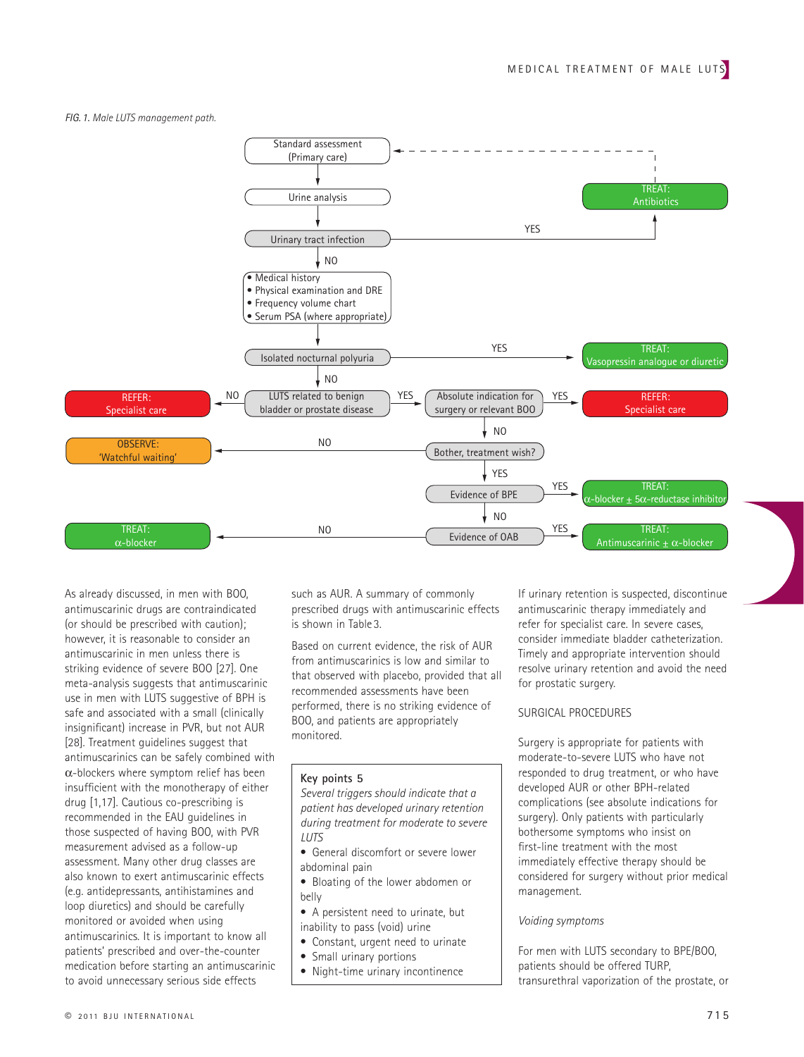*FIG. 1. Male LUTS management path.*

- Standard assessment (Primary care)
- Urine analysis
- Urinary tract infection
  - YES → TREAT: Antibiotics → (return to Standard assessment)
  - NO ↓
- • Medical history • Physical examination and DRE • Frequency volume chart • Serum PSA (where appropriate)
- Isolated nocturnal polyuria
  - YES → TREAT: Vasopressin analogue or diuretic
  - NO ↓
- LUTS related to benign bladder or prostate disease
  - NO → REFER: Specialist care
  - YES ↓
- Absolute indication for surgery or relevant BOO
  - YES → REFER: Specialist care
  - NO ↓
- Bother, treatment wish?
  - NO → OBSERVE: 'Watchful waiting'
  - YES ↓
- Evidence of BPE
  - YES → TREAT: α-blocker ± 5α-reductase inhibitor
  - NO ↓
- Evidence of OAB
  - YES → TREAT: Antimuscarinic ± α-blocker
  - NO → TREAT: α-blocker

As already discussed, in men with BOO, antimuscarinic drugs are contraindicated (or should be prescribed with caution); however, it is reasonable to consider an antimuscarinic in men unless there is striking evidence of severe BOO [27]. One meta-analysis suggests that antimuscarinic use in men with LUTS suggestive of BPH is safe and associated with a small (clinically insignificant) increase in PVR, but not AUR [28]. Treatment guidelines suggest that antimuscarinics can be safely combined with α-blockers where symptom relief has been insufficient with the monotherapy of either drug [1,17]. Cautious co-prescribing is recommended in the EAU guidelines in those suspected of having BOO, with PVR measurement advised as a follow-up assessment. Many other drug classes are also known to exert antimuscarinic effects (e.g. antidepressants, antihistamines and loop diuretics) and should be carefully monitored or avoided when using antimuscarinics. It is important to know all patients' prescribed and over-the-counter medication before starting an antimuscarinic to avoid unnecessary serious side effects such as AUR. A summary of commonly prescribed drugs with antimuscarinic effects is shown in Table 3.

Based on current evidence, the risk of AUR from antimuscarinics is low and similar to that observed with placebo, provided that all recommended assessments have been performed, there is no striking evidence of BOO, and patients are appropriately monitored.

> **Key points 5**
>
> *Several triggers should indicate that a patient has developed urinary retention during treatment for moderate to severe LUTS*
>
> - General discomfort or severe lower abdominal pain
> - Bloating of the lower abdomen or belly
> - A persistent need to urinate, but inability to pass (void) urine
> - Constant, urgent need to urinate
> - Small urinary portions
> - Night-time urinary incontinence

If urinary retention is suspected, discontinue antimuscarinic therapy immediately and refer for specialist care. In severe cases, consider immediate bladder catheterization. Timely and appropriate intervention should resolve urinary retention and avoid the need for prostatic surgery.

## SURGICAL PROCEDURES

Surgery is appropriate for patients with moderate-to-severe LUTS who have not responded to drug treatment, or who have developed AUR or other BPH-related complications (see absolute indications for surgery). Only patients with particularly bothersome symptoms who insist on first-line treatment with the most immediately effective therapy should be considered for surgery without prior medical management.

### *Voiding symptoms*

For men with LUTS secondary to BPE/BOO, patients should be offered TURP, transurethral vaporization of the prostate, or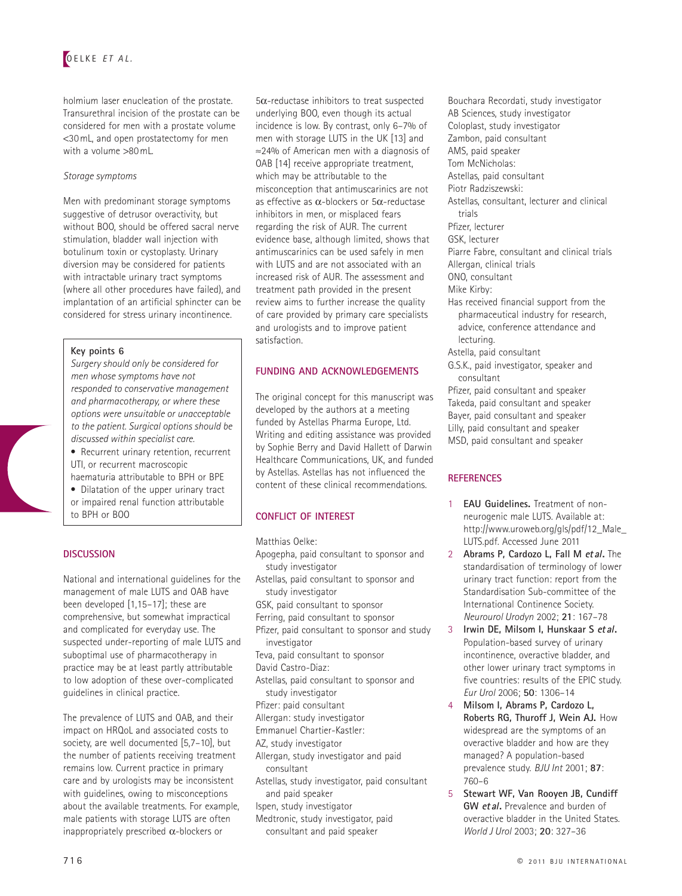holmium laser enucleation of the prostate. Transurethral incision of the prostate can be considered for men with a prostate volume <30 mL, and open prostatectomy for men with a volume >80 mL.

*Storage symptoms*

Men with predominant storage symptoms suggestive of detrusor overactivity, but without BOO, should be offered sacral nerve stimulation, bladder wall injection with botulinum toxin or cystoplasty. Urinary diversion may be considered for patients with intractable urinary tract symptoms (where all other procedures have failed), and implantation of an artificial sphincter can be considered for stress urinary incontinence.

> **Key points 6**
>
> *Surgery should only be considered for men whose symptoms have not responded to conservative management and pharmacotherapy, or where these options were unsuitable or unacceptable to the patient. Surgical options should be discussed within specialist care.*
>
> - Recurrent urinary retention, recurrent UTI, or recurrent macroscopic haematuria attributable to BPH or BPE
> - Dilatation of the upper urinary tract or impaired renal function attributable to BPH or BOO

## DISCUSSION

National and international guidelines for the management of male LUTS and OAB have been developed [1,15–17]; these are comprehensive, but somewhat impractical and complicated for everyday use. The suspected under-reporting of male LUTS and suboptimal use of pharmacotherapy in practice may be at least partly attributable to low adoption of these over-complicated guidelines in clinical practice.

The prevalence of LUTS and OAB, and their impact on HRQoL and associated costs to society, are well documented [5,7–10], but the number of patients receiving treatment remains low. Current practice in primary care and by urologists may be inconsistent with guidelines, owing to misconceptions about the available treatments. For example, male patients with storage LUTS are often inappropriately prescribed α-blockers or 5α-reductase inhibitors to treat suspected underlying BOO, even though its actual incidence is low. By contrast, only 6–7% of men with storage LUTS in the UK [13] and ≈24% of American men with a diagnosis of OAB [14] receive appropriate treatment, which may be attributable to the misconception that antimuscarinics are not as effective as α-blockers or 5α-reductase inhibitors in men, or misplaced fears regarding the risk of AUR. The current evidence base, although limited, shows that antimuscarinics can be used safely in men with LUTS and are not associated with an increased risk of AUR. The assessment and treatment path provided in the present review aims to further increase the quality of care provided by primary care specialists and urologists and to improve patient satisfaction.

## FUNDING AND ACKNOWLEDGEMENTS

The original concept for this manuscript was developed by the authors at a meeting funded by Astellas Pharma Europe, Ltd. Writing and editing assistance was provided by Sophie Berry and David Hallett of Darwin Healthcare Communications, UK, and funded by Astellas. Astellas has not influenced the content of these clinical recommendations.

## CONFLICT OF INTEREST

Matthias Oelke:
Apogepha, paid consultant to sponsor and study investigator
Astellas, paid consultant to sponsor and study investigator
GSK, paid consultant to sponsor
Ferring, paid consultant to sponsor
Pfizer, paid consultant to sponsor and study investigator
Teva, paid consultant to sponsor
David Castro-Diaz:
Astellas, paid consultant to sponsor and study investigator
Pfizer: paid consultant
Allergan: study investigator
Emmanuel Chartier-Kastler:
AZ, study investigator
Allergan, study investigator and paid consultant
Astellas, study investigator, paid consultant and paid speaker
Ipsen, study investigator
Medtronic, study investigator, paid consultant and paid speaker
Bouchara Recordati, study investigator
AB Sciences, study investigator
Coloplast, study investigator
Zambon, paid consultant
AMS, paid speaker
Tom McNicholas:
Astellas, paid consultant
Piotr Radziszewski:
Astellas, consultant, lecturer and clinical trials
Pfizer, lecturer
GSK, lecturer
Piarre Fabre, consultant and clinical trials
Allergan, clinical trials
ONO, consultant
Mike Kirby:
Has received financial support from the pharmaceutical industry for research, advice, conference attendance and lecturing.
Astella, paid consultant
G.S.K., paid investigator, speaker and consultant
Pfizer, paid consultant and speaker
Takeda, paid consultant and speaker
Bayer, paid consultant and speaker
Lilly, paid consultant and speaker
MSD, paid consultant and speaker

## REFERENCES

1. **EAU Guidelines.** Treatment of non-neurogenic male LUTS. Available at: http://www.uroweb.org/gls/pdf/12_Male_LUTS.pdf. Accessed June 2011
2. **Abrams P, Cardozo L, Fall M *et al*.** The standardisation of terminology of lower urinary tract function: report from the Standardisation Sub-committee of the International Continence Society. *Neurourol Urodyn* 2002; **21**: 167–78
3. **Irwin DE, Milsom I, Hunskaar S *et al*.** Population-based survey of urinary incontinence, overactive bladder, and other lower urinary tract symptoms in five countries: results of the EPIC study. *Eur Urol* 2006; **50**: 1306–14
4. **Milsom I, Abrams P, Cardozo L, Roberts RG, Thuroff J, Wein AJ.** How widespread are the symptoms of an overactive bladder and how are they managed? A population-based prevalence study. *BJU Int* 2001; **87**: 760–6
5. **Stewart WF, Van Rooyen JB, Cundiff GW *et al*.** Prevalence and burden of overactive bladder in the United States. *World J Urol* 2003; **20**: 327–36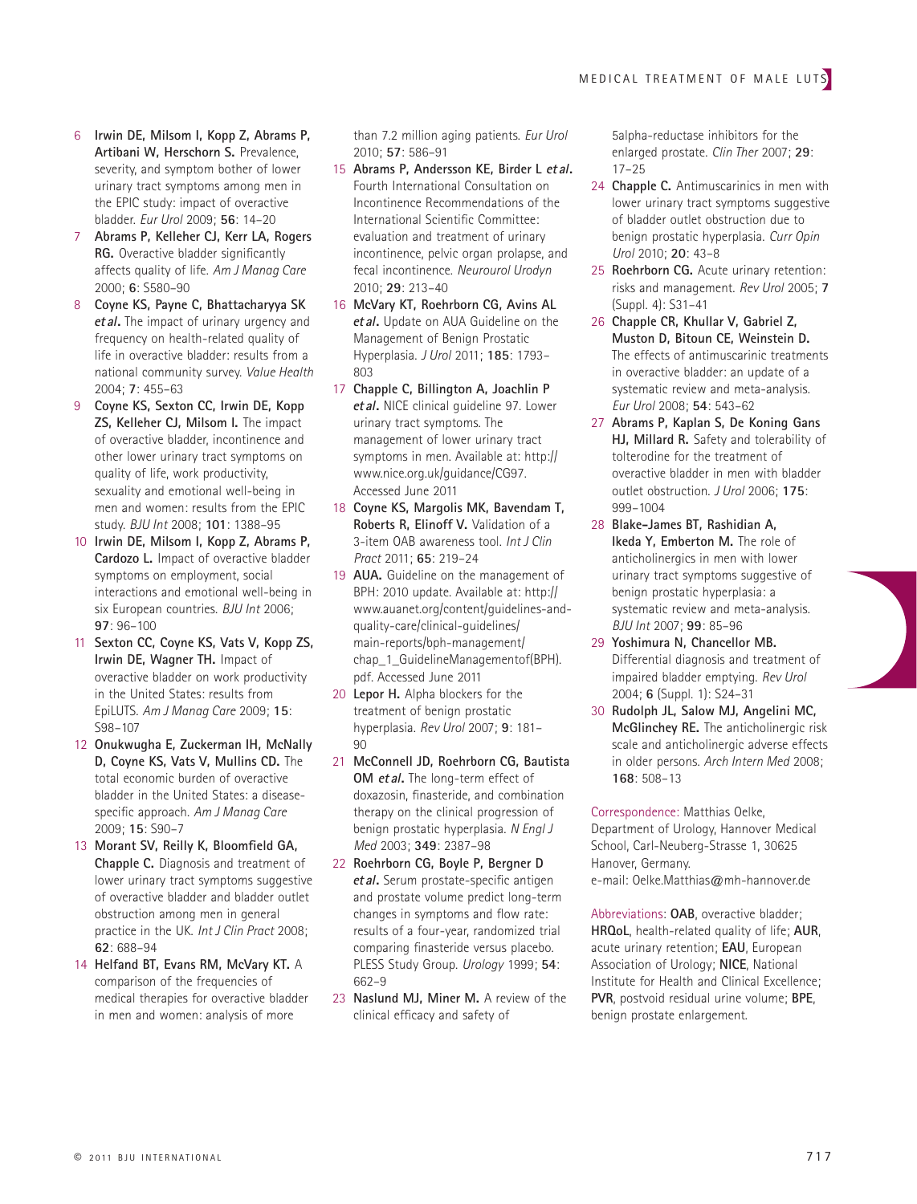6 **Irwin DE, Milsom I, Kopp Z, Abrams P, Artibani W, Herschorn S.** Prevalence, severity, and symptom bother of lower urinary tract symptoms among men in the EPIC study: impact of overactive bladder. *Eur Urol* 2009; **56**: 14–20

7 **Abrams P, Kelleher CJ, Kerr LA, Rogers RG.** Overactive bladder significantly affects quality of life. *Am J Manag Care* 2000; **6**: S580–90

8 **Coyne KS, Payne C, Bhattacharyya SK *et al*.** The impact of urinary urgency and frequency on health-related quality of life in overactive bladder: results from a national community survey. *Value Health* 2004; **7**: 455–63

9 **Coyne KS, Sexton CC, Irwin DE, Kopp ZS, Kelleher CJ, Milsom I.** The impact of overactive bladder, incontinence and other lower urinary tract symptoms on quality of life, work productivity, sexuality and emotional well-being in men and women: results from the EPIC study. *BJU Int* 2008; **101**: 1388–95

10 **Irwin DE, Milsom I, Kopp Z, Abrams P, Cardozo L.** Impact of overactive bladder symptoms on employment, social interactions and emotional well-being in six European countries. *BJU Int* 2006; **97**: 96–100

11 **Sexton CC, Coyne KS, Vats V, Kopp ZS, Irwin DE, Wagner TH.** Impact of overactive bladder on work productivity in the United States: results from EpiLUTS. *Am J Manag Care* 2009; **15**: S98–107

12 **Onukwugha E, Zuckerman IH, McNally D, Coyne KS, Vats V, Mullins CD.** The total economic burden of overactive bladder in the United States: a disease-specific approach. *Am J Manag Care* 2009; **15**: S90–7

13 **Morant SV, Reilly K, Bloomfield GA, Chapple C.** Diagnosis and treatment of lower urinary tract symptoms suggestive of overactive bladder and bladder outlet obstruction among men in general practice in the UK. *Int J Clin Pract* 2008; **62**: 688–94

14 **Helfand BT, Evans RM, McVary KT.** A comparison of the frequencies of medical therapies for overactive bladder in men and women: analysis of more than 7.2 million aging patients. *Eur Urol* 2010; **57**: 586–91

15 **Abrams P, Andersson KE, Birder L *et al*.** Fourth International Consultation on Incontinence Recommendations of the International Scientific Committee: evaluation and treatment of urinary incontinence, pelvic organ prolapse, and fecal incontinence. *Neurourol Urodyn* 2010; **29**: 213–40

16 **McVary KT, Roehrborn CG, Avins AL *et al*.** Update on AUA Guideline on the Management of Benign Prostatic Hyperplasia. *J Urol* 2011; **185**: 1793–803

17 **Chapple C, Billington A, Joachlin P *et al*.** NICE clinical guideline 97. Lower urinary tract symptoms. The management of lower urinary tract symptoms in men. Available at: http://www.nice.org.uk/guidance/CG97. Accessed June 2011

18 **Coyne KS, Margolis MK, Bavendam T, Roberts R, Elinoff V.** Validation of a 3-item OAB awareness tool. *Int J Clin Pract* 2011; **65**: 219–24

19 **AUA.** Guideline on the management of BPH: 2010 update. Available at: http://www.auanet.org/content/guidelines-and-quality-care/clinical-guidelines/main-reports/bph-management/chap_1_GuidelineManagementof(BPH).pdf. Accessed June 2011

20 **Lepor H.** Alpha blockers for the treatment of benign prostatic hyperplasia. *Rev Urol* 2007; **9**: 181–90

21 **McConnell JD, Roehrborn CG, Bautista OM *et al*.** The long-term effect of doxazosin, finasteride, and combination therapy on the clinical progression of benign prostatic hyperplasia. *N Engl J Med* 2003; **349**: 2387–98

22 **Roehrborn CG, Boyle P, Bergner D *et al*.** Serum prostate-specific antigen and prostate volume predict long-term changes in symptoms and flow rate: results of a four-year, randomized trial comparing finasteride versus placebo. PLESS Study Group. *Urology* 1999; **54**: 662–9

23 **Naslund MJ, Miner M.** A review of the clinical efficacy and safety of 5alpha-reductase inhibitors for the enlarged prostate. *Clin Ther* 2007; **29**: 17–25

24 **Chapple C.** Antimuscarinics in men with lower urinary tract symptoms suggestive of bladder outlet obstruction due to benign prostatic hyperplasia. *Curr Opin Urol* 2010; **20**: 43–8

25 **Roehrborn CG.** Acute urinary retention: risks and management. *Rev Urol* 2005; **7** (Suppl. 4): S31–41

26 **Chapple CR, Khullar V, Gabriel Z, Muston D, Bitoun CE, Weinstein D.** The effects of antimuscarinic treatments in overactive bladder: an update of a systematic review and meta-analysis. *Eur Urol* 2008; **54**: 543–62

27 **Abrams P, Kaplan S, De Koning Gans HJ, Millard R.** Safety and tolerability of tolterodine for the treatment of overactive bladder in men with bladder outlet obstruction. *J Urol* 2006; **175**: 999–1004

28 **Blake-James BT, Rashidian A, Ikeda Y, Emberton M.** The role of anticholinergics in men with lower urinary tract symptoms suggestive of benign prostatic hyperplasia: a systematic review and meta-analysis. *BJU Int* 2007; **99**: 85–96

29 **Yoshimura N, Chancellor MB.** Differential diagnosis and treatment of impaired bladder emptying. *Rev Urol* 2004; **6** (Suppl. 1): S24–31

30 **Rudolph JL, Salow MJ, Angelini MC, McGlinchey RE.** The anticholinergic risk scale and anticholinergic adverse effects in older persons. *Arch Intern Med* 2008; **168**: 508–13

Correspondence: Matthias Oelke, Department of Urology, Hannover Medical School, Carl-Neuberg-Strasse 1, 30625 Hanover, Germany.
e-mail: Oelke.Matthias@mh-hannover.de

Abbreviations: **OAB**, overactive bladder; **HRQoL**, health-related quality of life; **AUR**, acute urinary retention; **EAU**, European Association of Urology; **NICE**, National Institute for Health and Clinical Excellence; **PVR**, postvoid residual urine volume; **BPE**, benign prostate enlargement.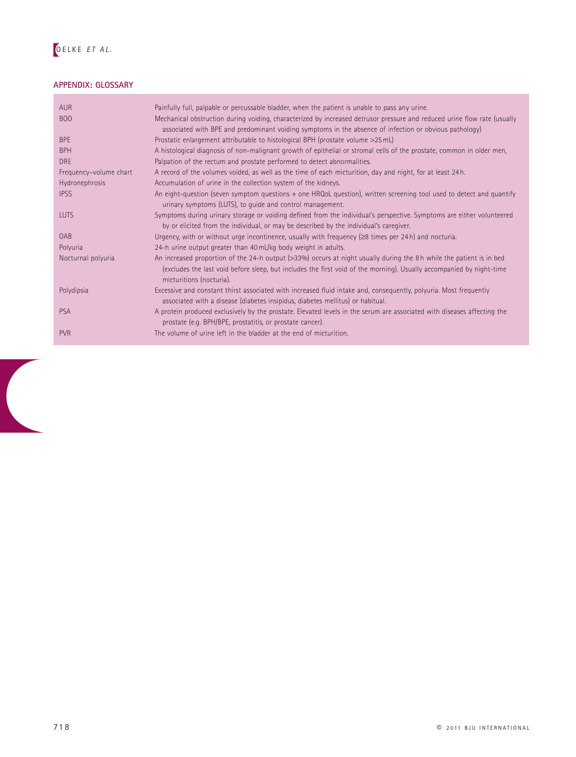## APPENDIX: GLOSSARY

| | |
|---|---|
| AUR | Painfully full, palpable or percussable bladder, when the patient is unable to pass any urine. |
| BOO | Mechanical obstruction during voiding, characterized by increased detrusor pressure and reduced urine flow rate (usually associated with BPE and predominant voiding symptoms in the absence of infection or obvious pathology) |
| BPE | Prostatic enlargement attributable to histological BPH (prostate volume >25 mL) |
| BPH | A histological diagnosis of non-malignant growth of epithelial or stromal cells of the prostate, common in older men, |
| DRE | Palpation of the rectum and prostate performed to detect abnormalities. |
| Frequency–volume chart | A record of the volumes voided, as well as the time of each micturition, day and night, for at least 24 h. |
| Hydronephrosis | Accumulation of urine in the collection system of the kidneys. |
| IPSS | An eight-question (seven symptom questions + one HRQoL question), written screening tool used to detect and quantify urinary symptoms (LUTS), to guide and control management. |
| LUTS | Symptoms during urinary storage or voiding defined from the individual's perspective. Symptoms are either volunteered by or elicited from the individual, or may be described by the individual's caregiver. |
| OAB | Urgency, with or without urge incontinence, usually with frequency (≥8 times per 24 h) and nocturia. |
| Polyuria | 24-h urine output greater than 40 mL/kg body weight in adults. |
| Nocturnal polyuria | An increased proportion of the 24-h output (>33%) occurs at night usually during the 8 h while the patient is in bed (excludes the last void before sleep, but includes the first void of the morning). Usually accompanied by night-time micturitions (nocturia). |
| Polydipsia | Excessive and constant thirst associated with increased fluid intake and, consequently, polyuria. Most frequently associated with a disease (diabetes insipidus, diabetes mellitus) or habitual. |
| PSA | A protein produced exclusively by the prostate. Elevated levels in the serum are associated with diseases affecting the prostate (e.g. BPH/BPE, prostatitis, or prostate cancer). |
| PVR | The volume of urine left in the bladder at the end of micturition. |